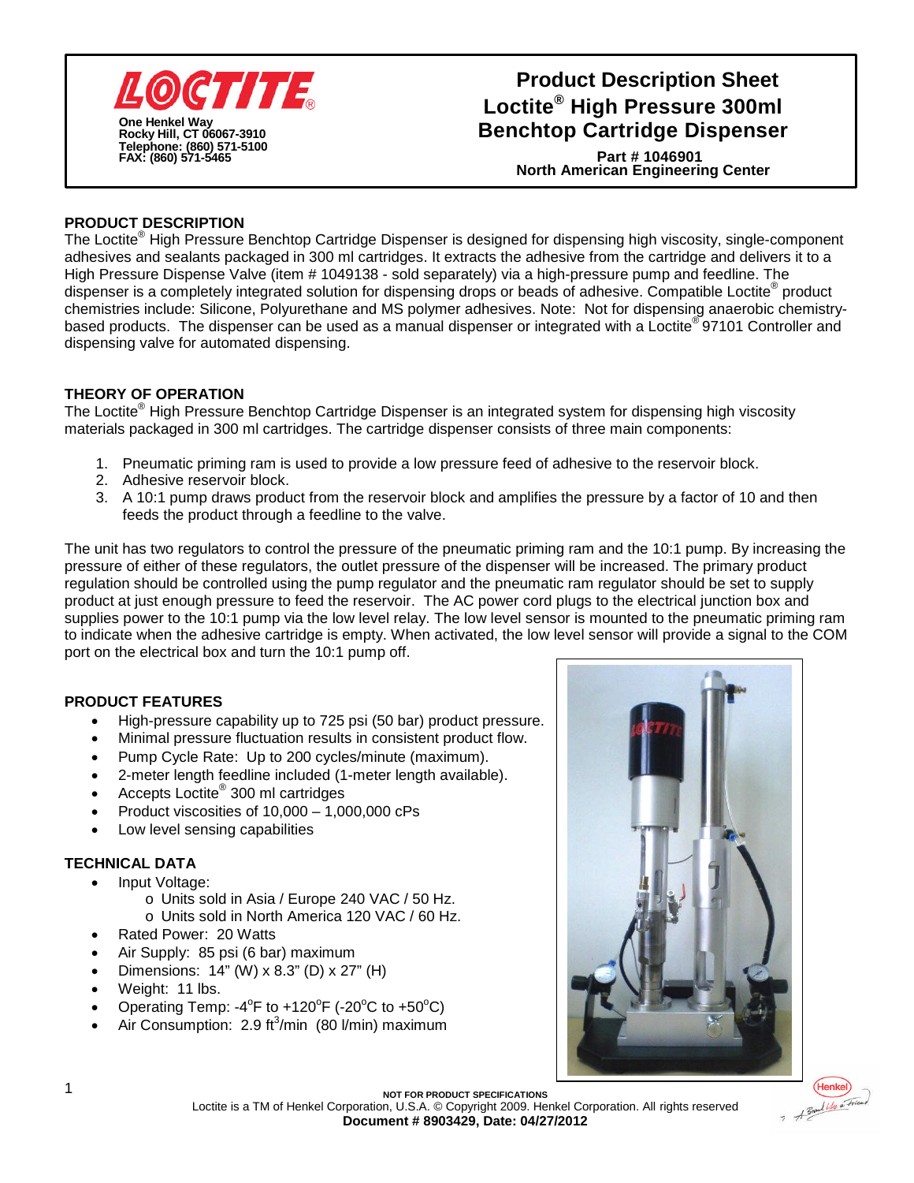**LOCTITE®**

One Henkel Way
Rocky Hill, CT 06067-3910
Telephone: (860) 571-5100
FAX: (860) 571-5465

# Product Description Sheet
# Loctite® High Pressure 300ml Benchtop Cartridge Dispenser

**Part # 1046901**
**North American Engineering Center**

## PRODUCT DESCRIPTION

The Loctite® High Pressure Benchtop Cartridge Dispenser is designed for dispensing high viscosity, single-component adhesives and sealants packaged in 300 ml cartridges. It extracts the adhesive from the cartridge and delivers it to a High Pressure Dispense Valve (item # 1049138 - sold separately) via a high-pressure pump and feedline. The dispenser is a completely integrated solution for dispensing drops or beads of adhesive. Compatible Loctite® product chemistries include: Silicone, Polyurethane and MS polymer adhesives. Note: Not for dispensing anaerobic chemistry-based products. The dispenser can be used as a manual dispenser or integrated with a Loctite® 97101 Controller and dispensing valve for automated dispensing.

## THEORY OF OPERATION

The Loctite® High Pressure Benchtop Cartridge Dispenser is an integrated system for dispensing high viscosity materials packaged in 300 ml cartridges. The cartridge dispenser consists of three main components:

1. Pneumatic priming ram is used to provide a low pressure feed of adhesive to the reservoir block.
2. Adhesive reservoir block.
3. A 10:1 pump draws product from the reservoir block and amplifies the pressure by a factor of 10 and then feeds the product through a feedline to the valve.

The unit has two regulators to control the pressure of the pneumatic priming ram and the 10:1 pump. By increasing the pressure of either of these regulators, the outlet pressure of the dispenser will be increased. The primary product regulation should be controlled using the pump regulator and the pneumatic ram regulator should be set to supply product at just enough pressure to feed the reservoir. The AC power cord plugs to the electrical junction box and supplies power to the 10:1 pump via the low level relay. The low level sensor is mounted to the pneumatic priming ram to indicate when the adhesive cartridge is empty. When activated, the low level sensor will provide a signal to the COM port on the electrical box and turn the 10:1 pump off.

## PRODUCT FEATURES

- High-pressure capability up to 725 psi (50 bar) product pressure.
- Minimal pressure fluctuation results in consistent product flow.
- Pump Cycle Rate: Up to 200 cycles/minute (maximum).
- 2-meter length feedline included (1-meter length available).
- Accepts Loctite® 300 ml cartridges
- Product viscosities of 10,000 – 1,000,000 cPs
- Low level sensing capabilities

## TECHNICAL DATA

- Input Voltage:
  - Units sold in Asia / Europe 240 VAC / 50 Hz.
  - Units sold in North America 120 VAC / 60 Hz.
- Rated Power: 20 Watts
- Air Supply: 85 psi (6 bar) maximum
- Dimensions: 14" (W) x 8.3" (D) x 27" (H)
- Weight: 11 lbs.
- Operating Temp: -4°F to +120°F (-20°C to +50°C)
- Air Consumption: 2.9 ft$^3$/min (80 l/min) maximum

**NOT FOR PRODUCT SPECIFICATIONS**
Loctite is a TM of Henkel Corporation, U.S.A. © Copyright 2009. Henkel Corporation. All rights reserved
**Document # 8903429, Date: 04/27/2012**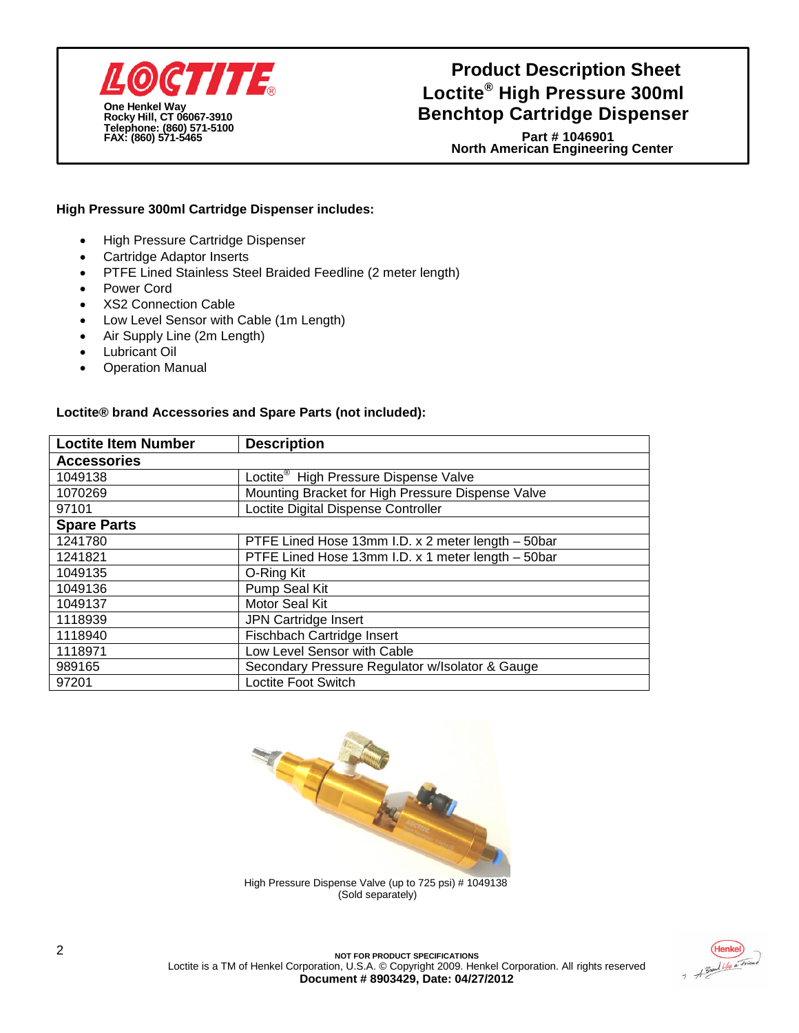# Product Description Sheet
# Loctite® High Pressure 300ml Benchtop Cartridge Dispenser

**Part # 1046901**
**North American Engineering Center**

LOCTITE
One Henkel Way
Rocky Hill, CT 06067-3910
Telephone: (860) 571-5100
FAX: (860) 571-5465

**High Pressure 300ml Cartridge Dispenser includes:**

- High Pressure Cartridge Dispenser
- Cartridge Adaptor Inserts
- PTFE Lined Stainless Steel Braided Feedline (2 meter length)
- Power Cord
- XS2 Connection Cable
- Low Level Sensor with Cable (1m Length)
- Air Supply Line (2m Length)
- Lubricant Oil
- Operation Manual

**Loctite® brand Accessories and Spare Parts (not included):**

| Loctite Item Number | Description |
|---|---|
| **Accessories** | |
| 1049138 | Loctite® High Pressure Dispense Valve |
| 1070269 | Mounting Bracket for High Pressure Dispense Valve |
| 97101 | Loctite Digital Dispense Controller |
| **Spare Parts** | |
| 1241780 | PTFE Lined Hose 13mm I.D. x 2 meter length – 50bar |
| 1241821 | PTFE Lined Hose 13mm I.D. x 1 meter length – 50bar |
| 1049135 | O-Ring Kit |
| 1049136 | Pump Seal Kit |
| 1049137 | Motor Seal Kit |
| 1118939 | JPN Cartridge Insert |
| 1118940 | Fischbach Cartridge Insert |
| 1118971 | Low Level Sensor with Cable |
| 989165 | Secondary Pressure Regulator w/Isolator & Gauge |
| 97201 | Loctite Foot Switch |

High Pressure Dispense Valve (up to 725 psi) # 1049138
(Sold separately)

**NOT FOR PRODUCT SPECIFICATIONS**
Loctite is a TM of Henkel Corporation, U.S.A. © Copyright 2009. Henkel Corporation. All rights reserved
**Document # 8903429, Date: 04/27/2012**